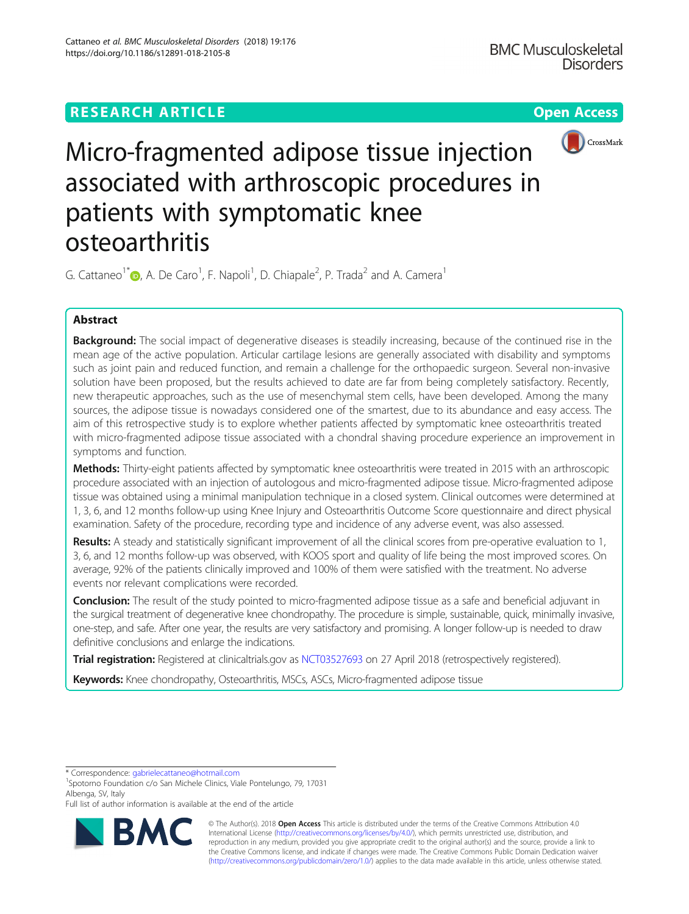RESEARCH ARTICLE

Open Access

# Micro-fragmented adipose tissue injection associated with arthroscopic procedures in patients with symptomatic knee osteoarthritis

G. Cattaneo[1*], A. De Caro[1], F. Napoli[1], D. Chiapale[2], P. Trada[2] and A. Camera[1]

## Abstract

**Background:** The social impact of degenerative diseases is steadily increasing, because of the continued rise in the mean age of the active population. Articular cartilage lesions are generally associated with disability and symptoms such as joint pain and reduced function, and remain a challenge for the orthopaedic surgeon. Several non-invasive solution have been proposed, but the results achieved to date are far from being completely satisfactory. Recently, new therapeutic approaches, such as the use of mesenchymal stem cells, have been developed. Among the many sources, the adipose tissue is nowadays considered one of the smartest, due to its abundance and easy access. The aim of this retrospective study is to explore whether patients affected by symptomatic knee osteoarthritis treated with micro-fragmented adipose tissue associated with a chondral shaving procedure experience an improvement in symptoms and function.

**Methods:** Thirty-eight patients affected by symptomatic knee osteoarthritis were treated in 2015 with an arthroscopic procedure associated with an injection of autologous and micro-fragmented adipose tissue. Micro-fragmented adipose tissue was obtained using a minimal manipulation technique in a closed system. Clinical outcomes were determined at 1, 3, 6, and 12 months follow-up using Knee Injury and Osteoarthritis Outcome Score questionnaire and direct physical examination. Safety of the procedure, recording type and incidence of any adverse event, was also assessed.

**Results:** A steady and statistically significant improvement of all the clinical scores from pre-operative evaluation to 1, 3, 6, and 12 months follow-up was observed, with KOOS sport and quality of life being the most improved scores. On average, 92% of the patients clinically improved and 100% of them were satisfied with the treatment. No adverse events nor relevant complications were recorded.

**Conclusion:** The result of the study pointed to micro-fragmented adipose tissue as a safe and beneficial adjuvant in the surgical treatment of degenerative knee chondropathy. The procedure is simple, sustainable, quick, minimally invasive, one-step, and safe. After one year, the results are very satisfactory and promising. A longer follow-up is needed to draw definitive conclusions and enlarge the indications.

**Trial registration:** Registered at clinicaltrials.gov as NCT03527693 on 27 April 2018 (retrospectively registered).

**Keywords:** Knee chondropathy, Osteoarthritis, MSCs, ASCs, Micro-fragmented adipose tissue

* Correspondence: gabrielecattaneo@hotmail.com
[1]Spotorno Foundation c/o San Michele Clinics, Viale Pontelungo, 79, 17031 Albenga, SV, Italy
Full list of author information is available at the end of the article

© The Author(s). 2018 **Open Access** This article is distributed under the terms of the Creative Commons Attribution 4.0 International License (http://creativecommons.org/licenses/by/4.0/), which permits unrestricted use, distribution, and reproduction in any medium, provided you give appropriate credit to the original author(s) and the source, provide a link to the Creative Commons license, and indicate if changes were made. The Creative Commons Public Domain Dedication waiver (http://creativecommons.org/publicdomain/zero/1.0/) applies to the data made available in this article, unless otherwise stated.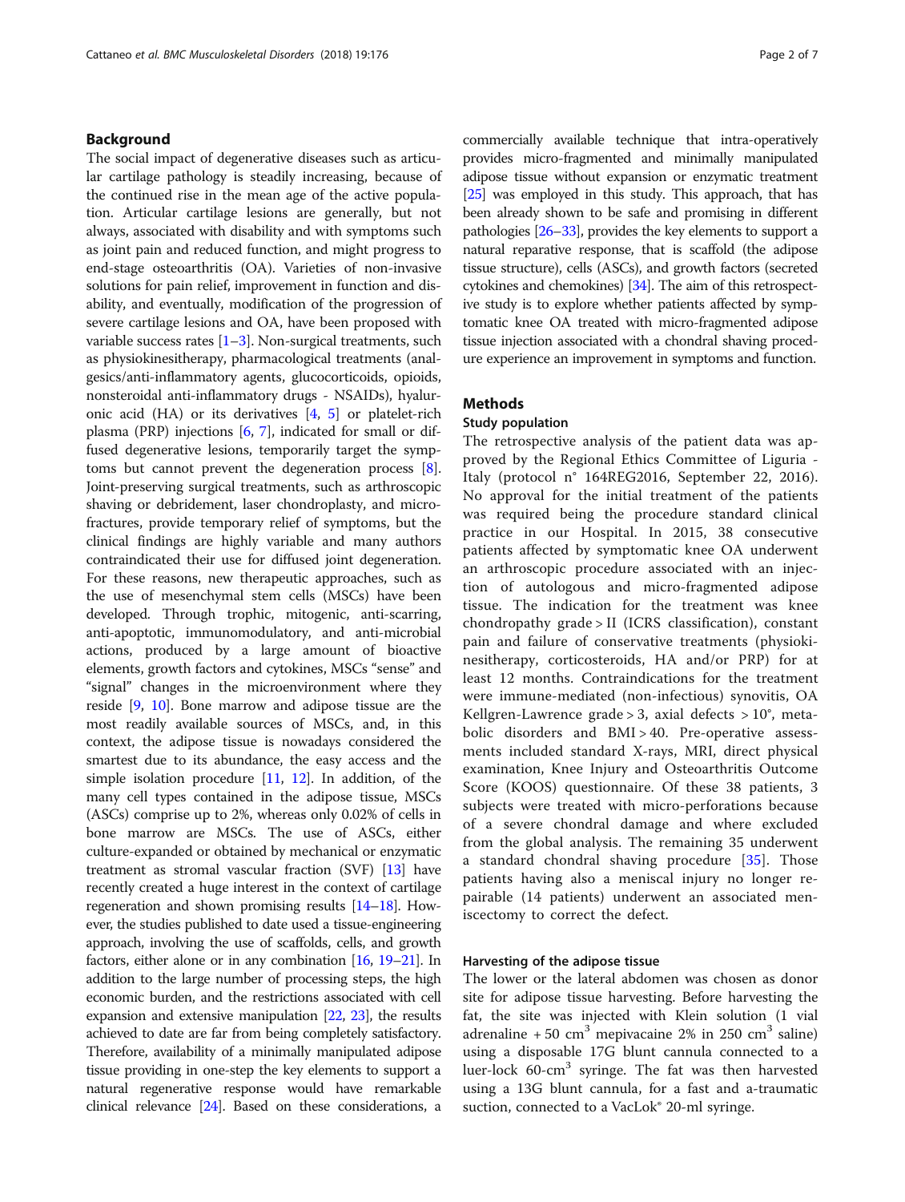## Background

The social impact of degenerative diseases such as articular cartilage pathology is steadily increasing, because of the continued rise in the mean age of the active population. Articular cartilage lesions are generally, but not always, associated with disability and with symptoms such as joint pain and reduced function, and might progress to end-stage osteoarthritis (OA). Varieties of non-invasive solutions for pain relief, improvement in function and disability, and eventually, modification of the progression of severe cartilage lesions and OA, have been proposed with variable success rates [1–3]. Non-surgical treatments, such as physiokinesitherapy, pharmacological treatments (analgesics/anti-inflammatory agents, glucocorticoids, opioids, nonsteroidal anti-inflammatory drugs - NSAIDs), hyaluronic acid (HA) or its derivatives [4, 5] or platelet-rich plasma (PRP) injections [6, 7], indicated for small or diffused degenerative lesions, temporarily target the symptoms but cannot prevent the degeneration process [8]. Joint-preserving surgical treatments, such as arthroscopic shaving or debridement, laser chondroplasty, and microfractures, provide temporary relief of symptoms, but the clinical findings are highly variable and many authors contraindicated their use for diffused joint degeneration. For these reasons, new therapeutic approaches, such as the use of mesenchymal stem cells (MSCs) have been developed. Through trophic, mitogenic, anti-scarring, anti-apoptotic, immunomodulatory, and anti-microbial actions, produced by a large amount of bioactive elements, growth factors and cytokines, MSCs "sense" and "signal" changes in the microenvironment where they reside [9, 10]. Bone marrow and adipose tissue are the most readily available sources of MSCs, and, in this context, the adipose tissue is nowadays considered the smartest due to its abundance, the easy access and the simple isolation procedure [11, 12]. In addition, of the many cell types contained in the adipose tissue, MSCs (ASCs) comprise up to 2%, whereas only 0.02% of cells in bone marrow are MSCs. The use of ASCs, either culture-expanded or obtained by mechanical or enzymatic treatment as stromal vascular fraction (SVF) [13] have recently created a huge interest in the context of cartilage regeneration and shown promising results [14–18]. However, the studies published to date used a tissue-engineering approach, involving the use of scaffolds, cells, and growth factors, either alone or in any combination [16, 19–21]. In addition to the large number of processing steps, the high economic burden, and the restrictions associated with cell expansion and extensive manipulation [22, 23], the results achieved to date are far from being completely satisfactory. Therefore, availability of a minimally manipulated adipose tissue providing in one-step the key elements to support a natural regenerative response would have remarkable clinical relevance [24]. Based on these considerations, a commercially available technique that intra-operatively provides micro-fragmented and minimally manipulated adipose tissue without expansion or enzymatic treatment [25] was employed in this study. This approach, that has been already shown to be safe and promising in different pathologies [26–33], provides the key elements to support a natural reparative response, that is scaffold (the adipose tissue structure), cells (ASCs), and growth factors (secreted cytokines and chemokines) [34]. The aim of this retrospective study is to explore whether patients affected by symptomatic knee OA treated with micro-fragmented adipose tissue injection associated with a chondral shaving procedure experience an improvement in symptoms and function.

## Methods

### Study population

The retrospective analysis of the patient data was approved by the Regional Ethics Committee of Liguria - Italy (protocol n° 164REG2016, September 22, 2016). No approval for the initial treatment of the patients was required being the procedure standard clinical practice in our Hospital. In 2015, 38 consecutive patients affected by symptomatic knee OA underwent an arthroscopic procedure associated with an injection of autologous and micro-fragmented adipose tissue. The indication for the treatment was knee chondropathy grade > II (ICRS classification), constant pain and failure of conservative treatments (physiokinesitherapy, corticosteroids, HA and/or PRP) for at least 12 months. Contraindications for the treatment were immune-mediated (non-infectious) synovitis, OA Kellgren-Lawrence grade > 3, axial defects > 10°, metabolic disorders and BMI > 40. Pre-operative assessments included standard X-rays, MRI, direct physical examination, Knee Injury and Osteoarthritis Outcome Score (KOOS) questionnaire. Of these 38 patients, 3 subjects were treated with micro-perforations because of a severe chondral damage and where excluded from the global analysis. The remaining 35 underwent a standard chondral shaving procedure [35]. Those patients having also a meniscal injury no longer repairable (14 patients) underwent an associated meniscectomy to correct the defect.

### Harvesting of the adipose tissue

The lower or the lateral abdomen was chosen as donor site for adipose tissue harvesting. Before harvesting the fat, the site was injected with Klein solution (1 vial adrenaline + 50 $cm^3$ mepivacaine 2% in 250 $cm^3$ saline) using a disposable 17G blunt cannula connected to a luer-lock 60-$cm^3$ syringe. The fat was then harvested using a 13G blunt cannula, for a fast and a-traumatic suction, connected to a VacLok® 20-ml syringe.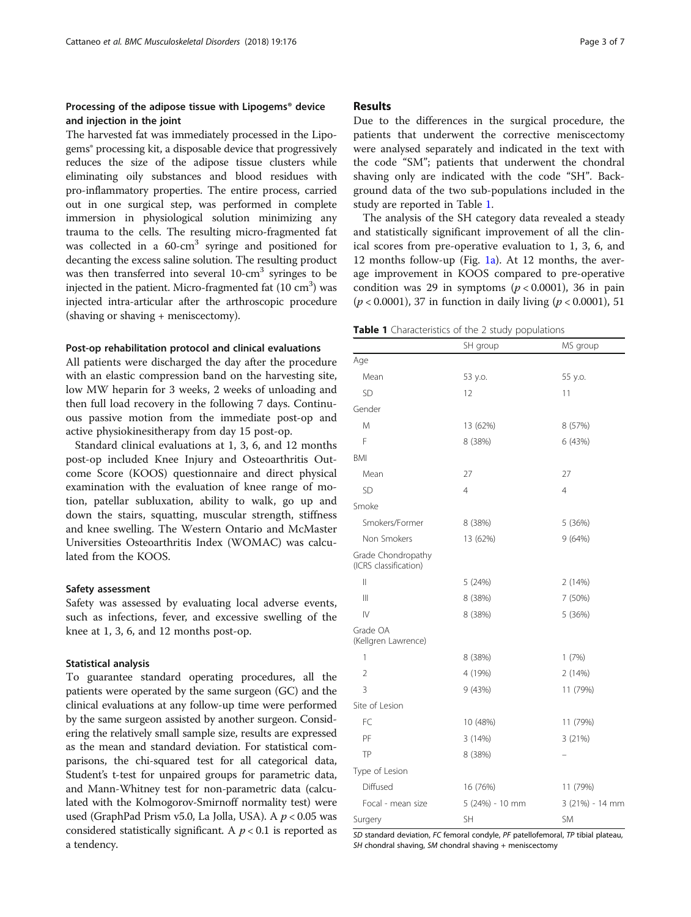### Processing of the adipose tissue with Lipogems® device and injection in the joint

The harvested fat was immediately processed in the Lipogems® processing kit, a disposable device that progressively reduces the size of the adipose tissue clusters while eliminating oily substances and blood residues with pro-inflammatory properties. The entire process, carried out in one surgical step, was performed in complete immersion in physiological solution minimizing any trauma to the cells. The resulting micro-fragmented fat was collected in a 60-$cm^3$ syringe and positioned for decanting the excess saline solution. The resulting product was then transferred into several 10-$cm^3$ syringes to be injected in the patient. Micro-fragmented fat (10 $cm^3$) was injected intra-articular after the arthroscopic procedure (shaving or shaving + meniscectomy).

### Post-op rehabilitation protocol and clinical evaluations

All patients were discharged the day after the procedure with an elastic compression band on the harvesting site, low MW heparin for 3 weeks, 2 weeks of unloading and then full load recovery in the following 7 days. Continuous passive motion from the immediate post-op and active physiokinesitherapy from day 15 post-op.

Standard clinical evaluations at 1, 3, 6, and 12 months post-op included Knee Injury and Osteoarthritis Outcome Score (KOOS) questionnaire and direct physical examination with the evaluation of knee range of motion, patellar subluxation, ability to walk, go up and down the stairs, squatting, muscular strength, stiffness and knee swelling. The Western Ontario and McMaster Universities Osteoarthritis Index (WOMAC) was calculated from the KOOS.

### Safety assessment

Safety was assessed by evaluating local adverse events, such as infections, fever, and excessive swelling of the knee at 1, 3, 6, and 12 months post-op.

### Statistical analysis

To guarantee standard operating procedures, all the patients were operated by the same surgeon (GC) and the clinical evaluations at any follow-up time were performed by the same surgeon assisted by another surgeon. Considering the relatively small sample size, results are expressed as the mean and standard deviation. For statistical comparisons, the chi-squared test for all categorical data, Student's t-test for unpaired groups for parametric data, and Mann-Whitney test for non-parametric data (calculated with the Kolmogorov-Smirnoff normality test) were used (GraphPad Prism v5.0, La Jolla, USA). A $p < 0.05$ was considered statistically significant. A $p < 0.1$ is reported as a tendency.

## Results

Due to the differences in the surgical procedure, the patients that underwent the corrective meniscectomy were analysed separately and indicated in the text with the code "SM"; patients that underwent the chondral shaving only are indicated with the code "SH". Background data of the two sub-populations included in the study are reported in Table 1.

The analysis of the SH category data revealed a steady and statistically significant improvement of all the clinical scores from pre-operative evaluation to 1, 3, 6, and 12 months follow-up (Fig. 1a). At 12 months, the average improvement in KOOS compared to pre-operative condition was 29 in symptoms ($p < 0.0001$), 36 in pain ($p < 0.0001$), 37 in function in daily living ($p < 0.0001$), 51

**Table 1** Characteristics of the 2 study populations

| | SH group | MS group |
|---|---|---|
| Age | | |
| Mean | 53 y.o. | 55 y.o. |
| SD | 12 | 11 |
| Gender | | |
| M | 13 (62%) | 8 (57%) |
| F | 8 (38%) | 6 (43%) |
| BMI | | |
| Mean | 27 | 27 |
| SD | 4 | 4 |
| Smoke | | |
| Smokers/Former | 8 (38%) | 5 (36%) |
| Non Smokers | 13 (62%) | 9 (64%) |
| Grade Chondropathy (ICRS classification) | | |
| II | 5 (24%) | 2 (14%) |
| III | 8 (38%) | 7 (50%) |
| IV | 8 (38%) | 5 (36%) |
| Grade OA (Kellgren Lawrence) | | |
| 1 | 8 (38%) | 1 (7%) |
| 2 | 4 (19%) | 2 (14%) |
| 3 | 9 (43%) | 11 (79%) |
| Site of Lesion | | |
| FC | 10 (48%) | 11 (79%) |
| PF | 3 (14%) | 3 (21%) |
| TP | 8 (38%) | – |
| Type of Lesion | | |
| Diffused | 16 (76%) | 11 (79%) |
| Focal - mean size | 5 (24%) - 10 mm | 3 (21%) - 14 mm |
| Surgery | SH | SM |

*SD* standard deviation, *FC* femoral condyle, *PF* patellofemoral, *TP* tibial plateau, *SH* chondral shaving, *SM* chondral shaving + meniscectomy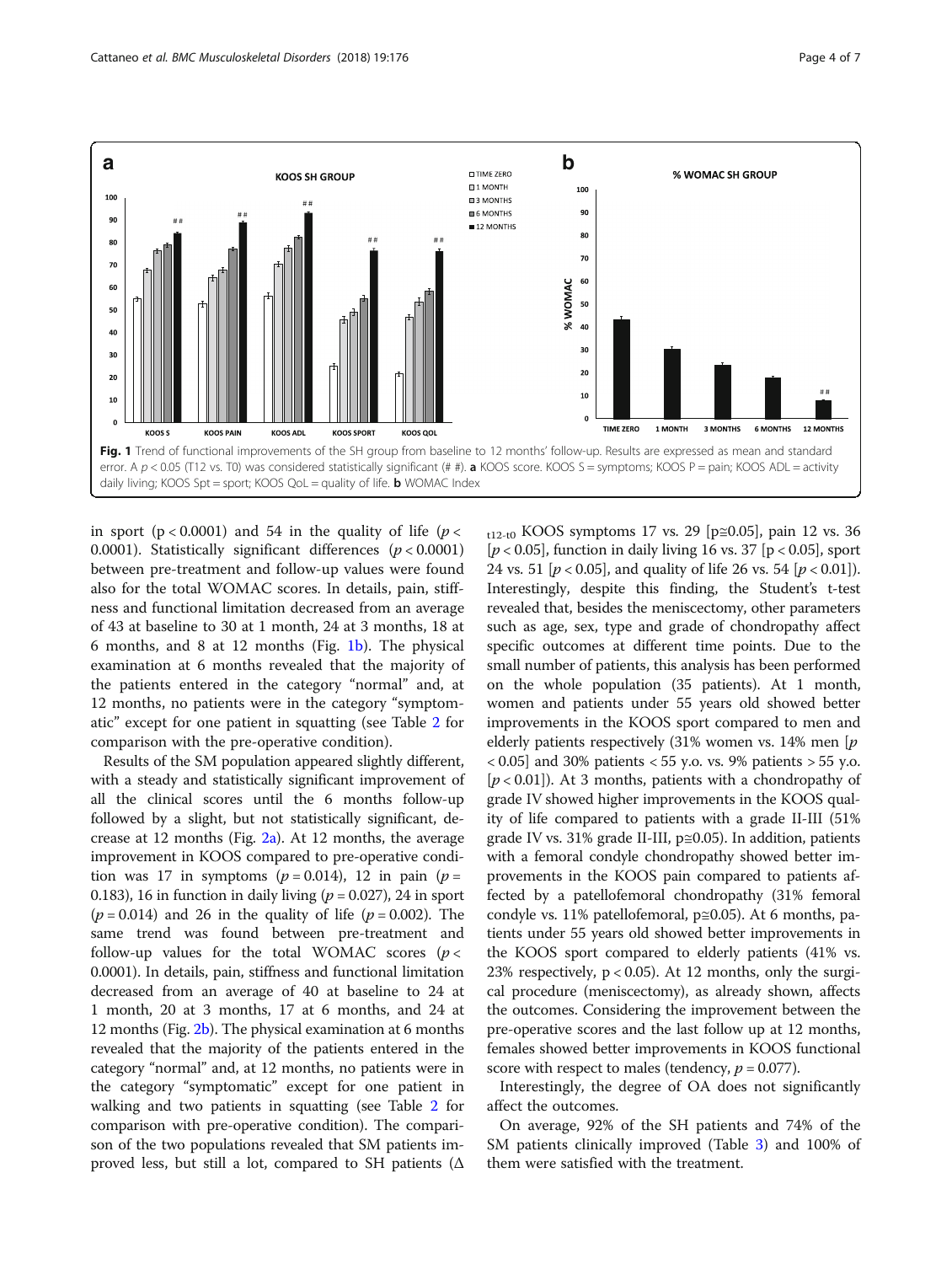a

KOOS SH GROUP

□ TIME ZERO
□ 1 MONTH
□ 3 MONTHS
■ 6 MONTHS
■ 12 MONTHS

100
90
80
70
60
50
40
30
20
10
0

# #
# #
# #
# #
# #

KOOS S
KOOS PAIN
KOOS ADL
KOOS SPORT
KOOS QOL

b

% WOMAC SH GROUP

% WOMAC

100
90
80
70
60
50
40
30
20
10
0

# #

TIME ZERO
1 MONTH
3 MONTHS
6 MONTHS
12 MONTHS

**Fig. 1** Trend of functional improvements of the SH group from baseline to 12 months' follow-up. Results are expressed as mean and standard error. A $p < 0.05$ (T12 vs. T0) was considered statistically significant (# #). **a** KOOS score. KOOS S = symptoms; KOOS P = pain; KOOS ADL = activity daily living; KOOS Spt = sport; KOOS QoL = quality of life. **b** WOMAC Index

in sport ($p < 0.0001$) and 54 in the quality of life ($p < 0.0001$). Statistically significant differences ($p < 0.0001$) between pre-treatment and follow-up values were found also for the total WOMAC scores. In details, pain, stiffness and functional limitation decreased from an average of 43 at baseline to 30 at 1 month, 24 at 3 months, 18 at 6 months, and 8 at 12 months (Fig. 1b). The physical examination at 6 months revealed that the majority of the patients entered in the category "normal" and, at 12 months, no patients were in the category "symptomatic" except for one patient in squatting (see Table 2 for comparison with the pre-operative condition).

Results of the SM population appeared slightly different, with a steady and statistically significant improvement of all the clinical scores until the 6 months follow-up followed by a slight, but not statistically significant, decrease at 12 months (Fig. 2a). At 12 months, the average improvement in KOOS compared to pre-operative condition was 17 in symptoms ($p = 0.014$), 12 in pain ($p = 0.183$), 16 in function in daily living ($p = 0.027$), 24 in sport ($p = 0.014$) and 26 in the quality of life ($p = 0.002$). The same trend was found between pre-treatment and follow-up values for the total WOMAC scores ($p < 0.0001$). In details, pain, stiffness and functional limitation decreased from an average of 40 at baseline to 24 at 1 month, 20 at 3 months, 17 at 6 months, and 24 at 12 months (Fig. 2b). The physical examination at 6 months revealed that the majority of the patients entered in the category "normal" and, at 12 months, no patients were in the category "symptomatic" except for one patient in walking and two patients in squatting (see Table 2 for comparison with pre-operative condition). The comparison of the two populations revealed that SM patients improved less, but still a lot, compared to SH patients ($\Delta_{t12\text{-}t0}$ KOOS symptoms 17 vs. 29 [p≅0.05], pain 12 vs. 36 [$p < 0.05$], function in daily living 16 vs. 37 [$p < 0.05$], sport 24 vs. 51 [$p < 0.05$], and quality of life 26 vs. 54 [$p < 0.01$]). Interestingly, despite this finding, the Student's t-test revealed that, besides the meniscectomy, other parameters such as age, sex, type and grade of chondropathy affect specific outcomes at different time points. Due to the small number of patients, this analysis has been performed on the whole population (35 patients). At 1 month, women and patients under 55 years old showed better improvements in the KOOS sport compared to men and elderly patients respectively (31% women vs. 14% men [$p < 0.05$] and 30% patients < 55 y.o. vs. 9% patients > 55 y.o. [$p < 0.01$]). At 3 months, patients with a chondropathy of grade IV showed higher improvements in the KOOS quality of life compared to patients with a grade II-III (51% grade IV vs. 31% grade II-III, p≅0.05). In addition, patients with a femoral condyle chondropathy showed better improvements in the KOOS pain compared to patients affected by a patellofemoral chondropathy (31% femoral condyle vs. 11% patellofemoral, p≅0.05). At 6 months, patients under 55 years old showed better improvements in the KOOS sport compared to elderly patients (41% vs. 23% respectively, $p < 0.05$). At 12 months, only the surgical procedure (meniscectomy), as already shown, affects the outcomes. Considering the improvement between the pre-operative scores and the last follow up at 12 months, females showed better improvements in KOOS functional score with respect to males (tendency, $p = 0.077$).

Interestingly, the degree of OA does not significantly affect the outcomes.

On average, 92% of the SH patients and 74% of the SM patients clinically improved (Table 3) and 100% of them were satisfied with the treatment.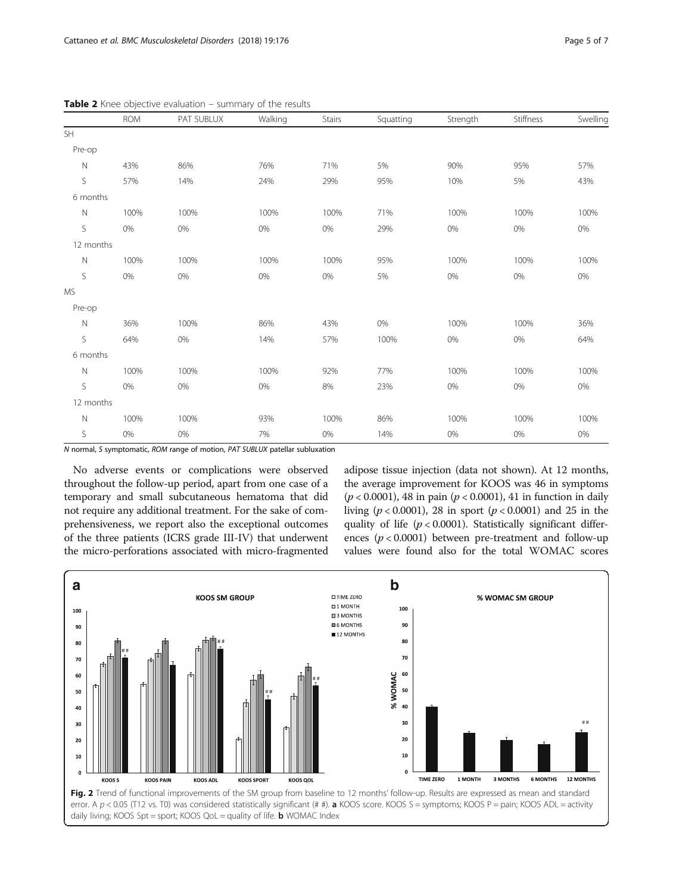**Table 2** Knee objective evaluation – summary of the results

| | ROM | PAT SUBLUX | Walking | Stairs | Squatting | Strength | Stiffness | Swelling |
|---|---|---|---|---|---|---|---|---|
| SH | | | | | | | | |
| Pre-op | | | | | | | | |
| N | 43% | 86% | 76% | 71% | 5% | 90% | 95% | 57% |
| S | 57% | 14% | 24% | 29% | 95% | 10% | 5% | 43% |
| 6 months | | | | | | | | |
| N | 100% | 100% | 100% | 100% | 71% | 100% | 100% | 100% |
| S | 0% | 0% | 0% | 0% | 29% | 0% | 0% | 0% |
| 12 months | | | | | | | | |
| N | 100% | 100% | 100% | 100% | 95% | 100% | 100% | 100% |
| S | 0% | 0% | 0% | 0% | 5% | 0% | 0% | 0% |
| MS | | | | | | | | |
| Pre-op | | | | | | | | |
| N | 36% | 100% | 86% | 43% | 0% | 100% | 100% | 36% |
| S | 64% | 0% | 14% | 57% | 100% | 0% | 0% | 64% |
| 6 months | | | | | | | | |
| N | 100% | 100% | 100% | 92% | 77% | 100% | 100% | 100% |
| S | 0% | 0% | 0% | 8% | 23% | 0% | 0% | 0% |
| 12 months | | | | | | | | |
| N | 100% | 100% | 93% | 100% | 86% | 100% | 100% | 100% |
| S | 0% | 0% | 7% | 0% | 14% | 0% | 0% | 0% |

*N* normal, *S* symptomatic, *ROM* range of motion, *PAT SUBLUX* patellar subluxation

No adverse events or complications were observed throughout the follow-up period, apart from one case of a temporary and small subcutaneous hematoma that did not require any additional treatment. For the sake of comprehensiveness, we report also the exceptional outcomes of the three patients (ICRS grade III-IV) that underwent the micro-perforations associated with micro-fragmented adipose tissue injection (data not shown). At 12 months, the average improvement for KOOS was 46 in symptoms ($p < 0.0001$), 48 in pain ($p < 0.0001$), 41 in function in daily living ($p < 0.0001$), 28 in sport ($p < 0.0001$) and 25 in the quality of life ($p < 0.0001$). Statistically significant differences ($p < 0.0001$) between pre-treatment and follow-up values were found also for the total WOMAC scores

a

KOOS SM GROUP

TIME ZERO
1 MONTH
3 MONTHS
6 MONTHS
12 MONTHS

100
90
80
70
60
50
40
30
20
10
0

# #
# #
# #
# #

KOOS S
KOOS PAIN
KOOS ADL
KOOS SPORT
KOOS QOL

b

% WOMAC SM GROUP

100
90
80
70
60
50
40
30
20
10
0

% WOMAC

# #

TIME ZERO
1 MONTH
3 MONTHS
6 MONTHS
12 MONTHS

**Fig. 2** Trend of functional improvements of the SM group from baseline to 12 months' follow-up. Results are expressed as mean and standard error. A $p < 0.05$ (T12 vs. T0) was considered statistically significant (# #). **a** KOOS score. KOOS S = symptoms; KOOS P = pain; KOOS ADL = activity daily living; KOOS Spt = sport; KOOS QoL = quality of life. **b** WOMAC Index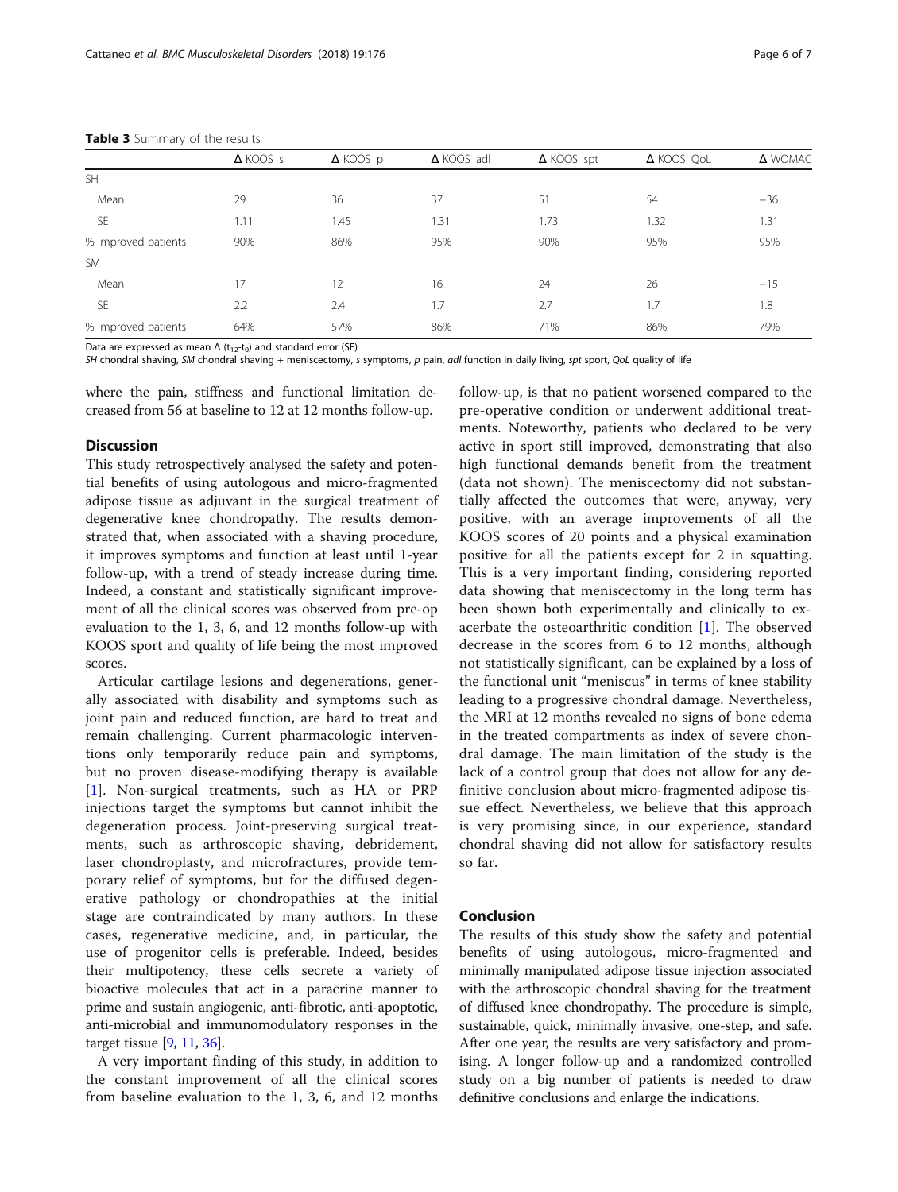**Table 3** Summary of the results

| | Δ KOOS_s | Δ KOOS_p | Δ KOOS_adl | Δ KOOS_spt | Δ KOOS_QoL | Δ WOMAC |
|---|---|---|---|---|---|---|
| SH | | | | | | |
| Mean | 29 | 36 | 37 | 51 | 54 | −36 |
| SE | 1.11 | 1.45 | 1.31 | 1.73 | 1.32 | 1.31 |
| % improved patients | 90% | 86% | 95% | 90% | 95% | 95% |
| SM | | | | | | |
| Mean | 17 | 12 | 16 | 24 | 26 | −15 |
| SE | 2.2 | 2.4 | 1.7 | 2.7 | 1.7 | 1.8 |
| % improved patients | 64% | 57% | 86% | 71% | 86% | 79% |

Data are expressed as mean Δ ($t_{12}$-$t_0$) and standard error (SE)

*SH* chondral shaving, *SM* chondral shaving + meniscectomy, *s* symptoms, *p* pain, *adl* function in daily living, *spt* sport, *QoL* quality of life

where the pain, stiffness and functional limitation decreased from 56 at baseline to 12 at 12 months follow-up.

## Discussion

This study retrospectively analysed the safety and potential benefits of using autologous and micro-fragmented adipose tissue as adjuvant in the surgical treatment of degenerative knee chondropathy. The results demonstrated that, when associated with a shaving procedure, it improves symptoms and function at least until 1-year follow-up, with a trend of steady increase during time. Indeed, a constant and statistically significant improvement of all the clinical scores was observed from pre-op evaluation to the 1, 3, 6, and 12 months follow-up with KOOS sport and quality of life being the most improved scores.

Articular cartilage lesions and degenerations, generally associated with disability and symptoms such as joint pain and reduced function, are hard to treat and remain challenging. Current pharmacologic interventions only temporarily reduce pain and symptoms, but no proven disease-modifying therapy is available [1]. Non-surgical treatments, such as HA or PRP injections target the symptoms but cannot inhibit the degeneration process. Joint-preserving surgical treatments, such as arthroscopic shaving, debridement, laser chondroplasty, and microfractures, provide temporary relief of symptoms, but for the diffused degenerative pathology or chondropathies at the initial stage are contraindicated by many authors. In these cases, regenerative medicine, and, in particular, the use of progenitor cells is preferable. Indeed, besides their multipotency, these cells secrete a variety of bioactive molecules that act in a paracrine manner to prime and sustain angiogenic, anti-fibrotic, anti-apoptotic, anti-microbial and immunomodulatory responses in the target tissue [9, 11, 36].

A very important finding of this study, in addition to the constant improvement of all the clinical scores from baseline evaluation to the 1, 3, 6, and 12 months follow-up, is that no patient worsened compared to the pre-operative condition or underwent additional treatments. Noteworthy, patients who declared to be very active in sport still improved, demonstrating that also high functional demands benefit from the treatment (data not shown). The meniscectomy did not substantially affected the outcomes that were, anyway, very positive, with an average improvements of all the KOOS scores of 20 points and a physical examination positive for all the patients except for 2 in squatting. This is a very important finding, considering reported data showing that meniscectomy in the long term has been shown both experimentally and clinically to exacerbate the osteoarthritic condition [1]. The observed decrease in the scores from 6 to 12 months, although not statistically significant, can be explained by a loss of the functional unit "meniscus" in terms of knee stability leading to a progressive chondral damage. Nevertheless, the MRI at 12 months revealed no signs of bone edema in the treated compartments as index of severe chondral damage. The main limitation of the study is the lack of a control group that does not allow for any definitive conclusion about micro-fragmented adipose tissue effect. Nevertheless, we believe that this approach is very promising since, in our experience, standard chondral shaving did not allow for satisfactory results so far.

## Conclusion

The results of this study show the safety and potential benefits of using autologous, micro-fragmented and minimally manipulated adipose tissue injection associated with the arthroscopic chondral shaving for the treatment of diffused knee chondropathy. The procedure is simple, sustainable, quick, minimally invasive, one-step, and safe. After one year, the results are very satisfactory and promising. A longer follow-up and a randomized controlled study on a big number of patients is needed to draw definitive conclusions and enlarge the indications.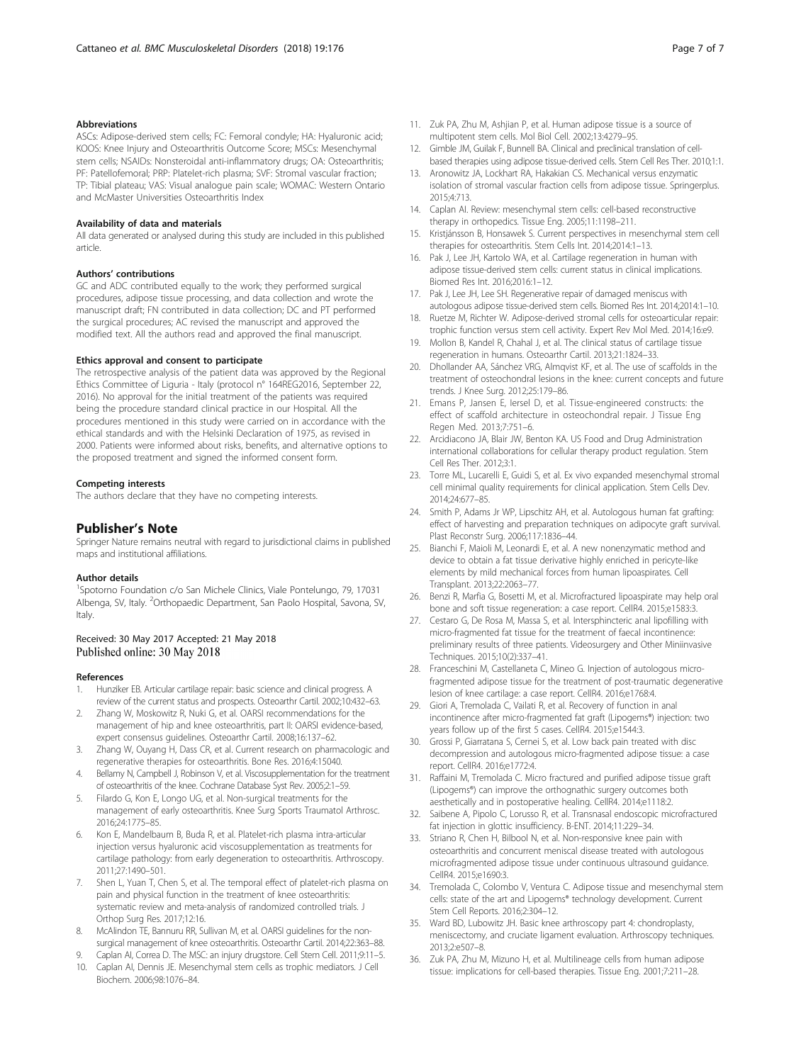### Abbreviations

ASCs: Adipose-derived stem cells; FC: Femoral condyle; HA: Hyaluronic acid; KOOS: Knee Injury and Osteoarthritis Outcome Score; MSCs: Mesenchymal stem cells; NSAIDs: Nonsteroidal anti-inflammatory drugs; OA: Osteoarthritis; PF: Patellofemoral; PRP: Platelet-rich plasma; SVF: Stromal vascular fraction; TP: Tibial plateau; VAS: Visual analogue pain scale; WOMAC: Western Ontario and McMaster Universities Osteoarthritis Index

### Availability of data and materials

All data generated or analysed during this study are included in this published article.

### Authors' contributions

GC and ADC contributed equally to the work; they performed surgical procedures, adipose tissue processing, and data collection and wrote the manuscript draft; FN contributed in data collection; DC and PT performed the surgical procedures; AC revised the manuscript and approved the modified text. All the authors read and approved the final manuscript.

### Ethics approval and consent to participate

The retrospective analysis of the patient data was approved by the Regional Ethics Committee of Liguria - Italy (protocol n° 164REG2016, September 22, 2016). No approval for the initial treatment of the patients was required being the procedure standard clinical practice in our Hospital. All the procedures mentioned in this study were carried on in accordance with the ethical standards and with the Helsinki Declaration of 1975, as revised in 2000. Patients were informed about risks, benefits, and alternative options to the proposed treatment and signed the informed consent form.

### Competing interests

The authors declare that they have no competing interests.

## Publisher's Note

Springer Nature remains neutral with regard to jurisdictional claims in published maps and institutional affiliations.

### Author details

[1]Spotorno Foundation c/o San Michele Clinics, Viale Pontelungo, 79, 17031 Albenga, SV, Italy. [2]Orthopaedic Department, San Paolo Hospital, Savona, SV, Italy.

Received: 30 May 2017 Accepted: 21 May 2018
Published online: 30 May 2018

### References

1. Hunziker EB. Articular cartilage repair: basic science and clinical progress. A review of the current status and prospects. Osteoarthr Cartil. 2002;10:432–63.
2. Zhang W, Moskowitz R, Nuki G, et al. OARSI recommendations for the management of hip and knee osteoarthritis, part II: OARSI evidence-based, expert consensus guidelines. Osteoarthr Cartil. 2008;16:137–62.
3. Zhang W, Ouyang H, Dass CR, et al. Current research on pharmacologic and regenerative therapies for osteoarthritis. Bone Res. 2016;4:15040.
4. Bellamy N, Campbell J, Robinson V, et al. Viscosupplementation for the treatment of osteoarthritis of the knee. Cochrane Database Syst Rev. 2005;2:1–59.
5. Filardo G, Kon E, Longo UG, et al. Non-surgical treatments for the management of early osteoarthritis. Knee Surg Sports Traumatol Arthrosc. 2016;24:1775–85.
6. Kon E, Mandelbaum B, Buda R, et al. Platelet-rich plasma intra-articular injection versus hyaluronic acid viscosupplementation as treatments for cartilage pathology: from early degeneration to osteoarthritis. Arthroscopy. 2011;27:1490–501.
7. Shen L, Yuan T, Chen S, et al. The temporal effect of platelet-rich plasma on pain and physical function in the treatment of knee osteoarthritis: systematic review and meta-analysis of randomized controlled trials. J Orthop Surg Res. 2017;12:16.
8. McAlindon TE, Bannuru RR, Sullivan M, et al. OARSI guidelines for the non-surgical management of knee osteoarthritis. Osteoarthr Cartil. 2014;22:363–88.
9. Caplan AI, Correa D. The MSC: an injury drugstore. Cell Stem Cell. 2011;9:11–5.
10. Caplan AI, Dennis JE. Mesenchymal stem cells as trophic mediators. J Cell Biochem. 2006;98:1076–84.
11. Zuk PA, Zhu M, Ashjian P, et al. Human adipose tissue is a source of multipotent stem cells. Mol Biol Cell. 2002;13:4279–95.
12. Gimble JM, Guilak F, Bunnell BA. Clinical and preclinical translation of cell-based therapies using adipose tissue-derived cells. Stem Cell Res Ther. 2010;1:1.
13. Aronowitz JA, Lockhart RA, Hakakian CS. Mechanical versus enzymatic isolation of stromal vascular fraction cells from adipose tissue. Springerplus. 2015;4:713.
14. Caplan AI. Review: mesenchymal stem cells: cell-based reconstructive therapy in orthopedics. Tissue Eng. 2005;11:1198–211.
15. Kristjánsson B, Honsawek S. Current perspectives in mesenchymal stem cell therapies for osteoarthritis. Stem Cells Int. 2014;2014:1–13.
16. Pak J, Lee JH, Kartolo WA, et al. Cartilage regeneration in human with adipose tissue-derived stem cells: current status in clinical implications. Biomed Res Int. 2016;2016:1–12.
17. Pak J, Lee JH, Lee SH. Regenerative repair of damaged meniscus with autologous adipose tissue-derived stem cells. Biomed Res Int. 2014;2014:1–10.
18. Ruetze M, Richter W. Adipose-derived stromal cells for osteoarticular repair: trophic function versus stem cell activity. Expert Rev Mol Med. 2014;16:e9.
19. Mollon B, Kandel R, Chahal J, et al. The clinical status of cartilage tissue regeneration in humans. Osteoarthr Cartil. 2013;21:1824–33.
20. Dhollander AA, Sánchez VRG, Almqvist KF, et al. The use of scaffolds in the treatment of osteochondral lesions in the knee: current concepts and future trends. J Knee Surg. 2012;25:179–86.
21. Emans P, Jansen E, Iersel D, et al. Tissue-engineered constructs: the effect of scaffold architecture in osteochondral repair. J Tissue Eng Regen Med. 2013;7:751–6.
22. Arcidiacono JA, Blair JW, Benton KA. US Food and Drug Administration international collaborations for cellular therapy product regulation. Stem Cell Res Ther. 2012;3:1.
23. Torre ML, Lucarelli E, Guidi S, et al. Ex vivo expanded mesenchymal stromal cell minimal quality requirements for clinical application. Stem Cells Dev. 2014;24:677–85.
24. Smith P, Adams Jr WP, Lipschitz AH, et al. Autologous human fat grafting: effect of harvesting and preparation techniques on adipocyte graft survival. Plast Reconstr Surg. 2006;117:1836–44.
25. Bianchi F, Maioli M, Leonardi E, et al. A new nonenzymatic method and device to obtain a fat tissue derivative highly enriched in pericyte-like elements by mild mechanical forces from human lipoaspirates. Cell Transplant. 2013;22:2063–77.
26. Benzi R, Marfia G, Bosetti M, et al. Microfractured lipoaspirate may help oral bone and soft tissue regeneration: a case report. CellR4. 2015;e1583:3.
27. Cestaro G, De Rosa M, Massa S, et al. Intersphincteric anal lipofilling with micro-fragmented fat tissue for the treatment of faecal incontinence: preliminary results of three patients. Videosurgery and Other Miniinvasive Techniques. 2015;10(2):337–41.
28. Franceschini M, Castellaneta C, Mineo G. Injection of autologous micro-fragmented adipose tissue for the treatment of post-traumatic degenerative lesion of knee cartilage: a case report. CellR4. 2016;e1768:4.
29. Giori A, Tremolada C, Vailati R, et al. Recovery of function in anal incontinence after micro-fragmented fat graft (Lipogems®) injection: two years follow up of the first 5 cases. CellR4. 2015;e1544:3.
30. Grossi P, Giarratana S, Cernei S, et al. Low back pain treated with disc decompression and autologous micro-fragmented adipose tissue: a case report. CellR4. 2016;e1772:4.
31. Raffaini M, Tremolada C. Micro fractured and purified adipose tissue graft (Lipogems®) can improve the orthognathic surgery outcomes both aesthetically and in postoperative healing. CellR4. 2014;e1118:2.
32. Saibene A, Pipolo C, Lorusso R, et al. Transnasal endoscopic microfractured fat injection in glottic insufficiency. B-ENT. 2014;11:229–34.
33. Striano R, Chen H, Bilbool N, et al. Non-responsive knee pain with osteoarthritis and concurrent meniscal disease treated with autologous microfragmented adipose tissue under continuous ultrasound guidance. CellR4. 2015;e1690:3.
34. Tremolada C, Colombo V, Ventura C. Adipose tissue and mesenchymal stem cells: state of the art and Lipogems® technology development. Current Stem Cell Reports. 2016;2:304–12.
35. Ward BD, Lubowitz JH. Basic knee arthroscopy part 4: chondroplasty, meniscectomy, and cruciate ligament evaluation. Arthroscopy techniques. 2013;2:e507–8.
36. Zuk PA, Zhu M, Mizuno H, et al. Multilineage cells from human adipose tissue: implications for cell-based therapies. Tissue Eng. 2001;7:211–28.